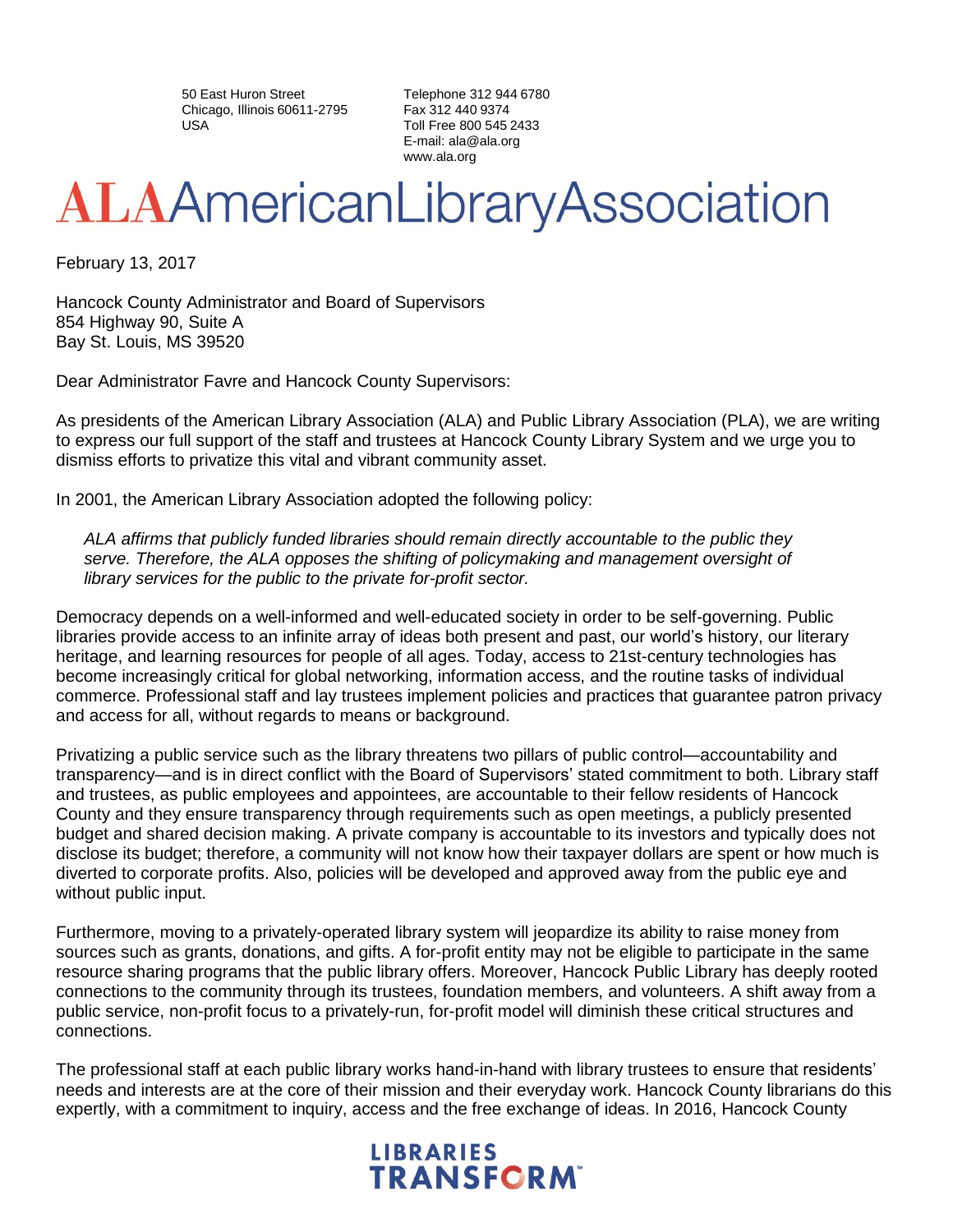50 East Huron Street
Chicago, Illinois 60611-2795
USA

Telephone 312 944 6780
Fax 312 440 9374
Toll Free 800 545 2433
E-mail: ala@ala.org
www.ala.org

# ALA American Library Association

February 13, 2017

Hancock County Administrator and Board of Supervisors
854 Highway 90, Suite A
Bay St. Louis, MS 39520

Dear Administrator Favre and Hancock County Supervisors:

As presidents of the American Library Association (ALA) and Public Library Association (PLA), we are writing to express our full support of the staff and trustees at Hancock County Library System and we urge you to dismiss efforts to privatize this vital and vibrant community asset.

In 2001, the American Library Association adopted the following policy:

> *ALA affirms that publicly funded libraries should remain directly accountable to the public they serve. Therefore, the ALA opposes the shifting of policymaking and management oversight of library services for the public to the private for-profit sector.*

Democracy depends on a well-informed and well-educated society in order to be self-governing. Public libraries provide access to an infinite array of ideas both present and past, our world's history, our literary heritage, and learning resources for people of all ages. Today, access to 21st-century technologies has become increasingly critical for global networking, information access, and the routine tasks of individual commerce. Professional staff and lay trustees implement policies and practices that guarantee patron privacy and access for all, without regards to means or background.

Privatizing a public service such as the library threatens two pillars of public control—accountability and transparency—and is in direct conflict with the Board of Supervisors' stated commitment to both. Library staff and trustees, as public employees and appointees, are accountable to their fellow residents of Hancock County and they ensure transparency through requirements such as open meetings, a publicly presented budget and shared decision making. A private company is accountable to its investors and typically does not disclose its budget; therefore, a community will not know how their taxpayer dollars are spent or how much is diverted to corporate profits. Also, policies will be developed and approved away from the public eye and without public input.

Furthermore, moving to a privately-operated library system will jeopardize its ability to raise money from sources such as grants, donations, and gifts. A for-profit entity may not be eligible to participate in the same resource sharing programs that the public library offers. Moreover, Hancock Public Library has deeply rooted connections to the community through its trustees, foundation members, and volunteers. A shift away from a public service, non-profit focus to a privately-run, for-profit model will diminish these critical structures and connections.

The professional staff at each public library works hand-in-hand with library trustees to ensure that residents' needs and interests are at the core of their mission and their everyday work. Hancock County librarians do this expertly, with a commitment to inquiry, access and the free exchange of ideas. In 2016, Hancock County

LIBRARIES TRANSFORM™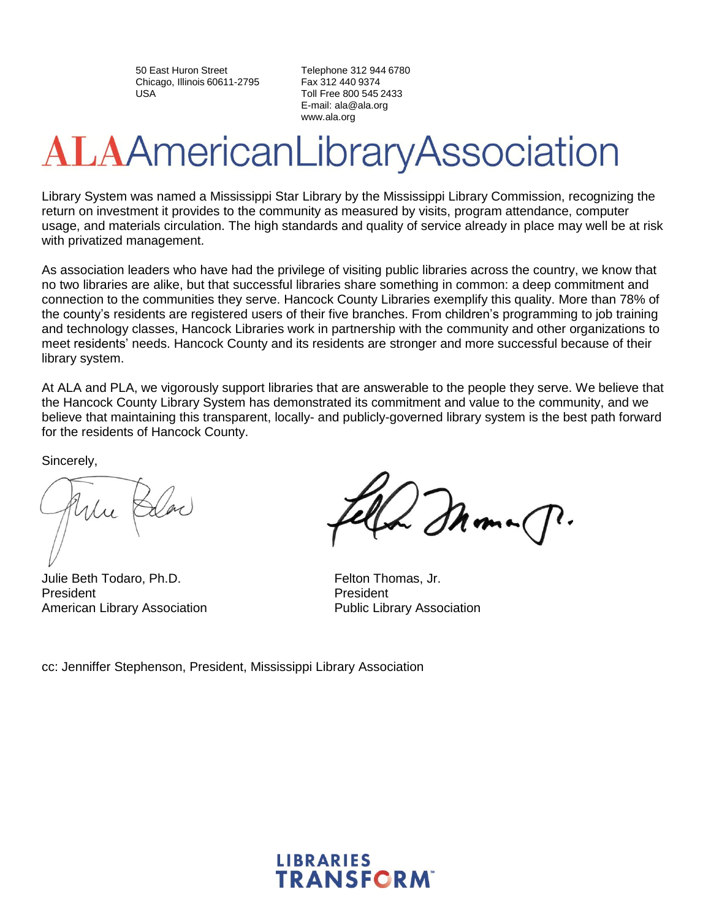50 East Huron Street
Chicago, Illinois 60611-2795
USA

Telephone 312 944 6780
Fax 312 440 9374
Toll Free 800 545 2433
E-mail: ala@ala.org
www.ala.org

# ALA AmericanLibraryAssociation

Library System was named a Mississippi Star Library by the Mississippi Library Commission, recognizing the return on investment it provides to the community as measured by visits, program attendance, computer usage, and materials circulation. The high standards and quality of service already in place may well be at risk with privatized management.

As association leaders who have had the privilege of visiting public libraries across the country, we know that no two libraries are alike, but that successful libraries share something in common: a deep commitment and connection to the communities they serve. Hancock County Libraries exemplify this quality. More than 78% of the county's residents are registered users of their five branches. From children's programming to job training and technology classes, Hancock Libraries work in partnership with the community and other organizations to meet residents' needs. Hancock County and its residents are stronger and more successful because of their library system.

At ALA and PLA, we vigorously support libraries that are answerable to the people they serve. We believe that the Hancock County Library System has demonstrated its commitment and value to the community, and we believe that maintaining this transparent, locally- and publicly-governed library system is the best path forward for the residents of Hancock County.

Sincerely,

Julie Beth Todaro, Ph.D.
President
American Library Association

Felton Thomas, Jr.
President
Public Library Association

cc: Jenniffer Stephenson, President, Mississippi Library Association

LIBRARIES TRANSFORM™